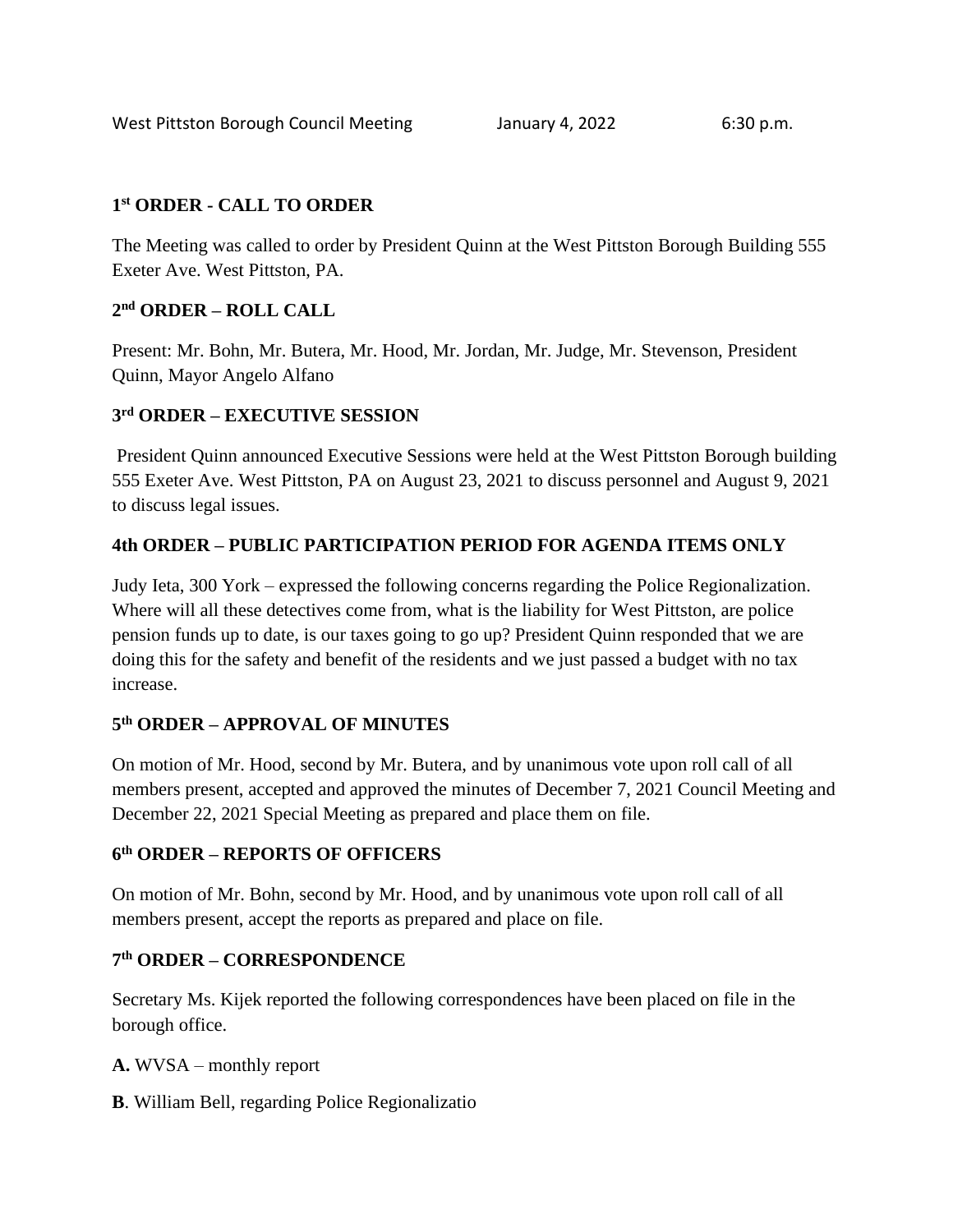West Pittston Borough Council Meeting January 4, 2022 6:30 p.m.

## 1st ORDER - CALL TO ORDER

The Meeting was called to order by President Quinn at the West Pittston Borough Building 555 Exeter Ave. West Pittston, PA.

## 2nd ORDER – ROLL CALL

Present: Mr. Bohn, Mr. Butera, Mr. Hood, Mr. Jordan, Mr. Judge, Mr. Stevenson, President Quinn, Mayor Angelo Alfano

## 3rd ORDER – EXECUTIVE SESSION

President Quinn announced Executive Sessions were held at the West Pittston Borough building 555 Exeter Ave. West Pittston, PA on August 23, 2021 to discuss personnel and August 9, 2021 to discuss legal issues.

## 4th ORDER – PUBLIC PARTICIPATION PERIOD FOR AGENDA ITEMS ONLY

Judy Ieta, 300 York – expressed the following concerns regarding the Police Regionalization. Where will all these detectives come from, what is the liability for West Pittston, are police pension funds up to date, is our taxes going to go up? President Quinn responded that we are doing this for the safety and benefit of the residents and we just passed a budget with no tax increase.

## 5th ORDER – APPROVAL OF MINUTES

On motion of Mr. Hood, second by Mr. Butera, and by unanimous vote upon roll call of all members present, accepted and approved the minutes of December 7, 2021 Council Meeting and December 22, 2021 Special Meeting as prepared and place them on file.

## 6th ORDER – REPORTS OF OFFICERS

On motion of Mr. Bohn, second by Mr. Hood, and by unanimous vote upon roll call of all members present, accept the reports as prepared and place on file.

## 7th ORDER – CORRESPONDENCE

Secretary Ms. Kijek reported the following correspondences have been placed on file in the borough office.

**A.** WVSA – monthly report

**B**. William Bell, regarding Police Regionalizatio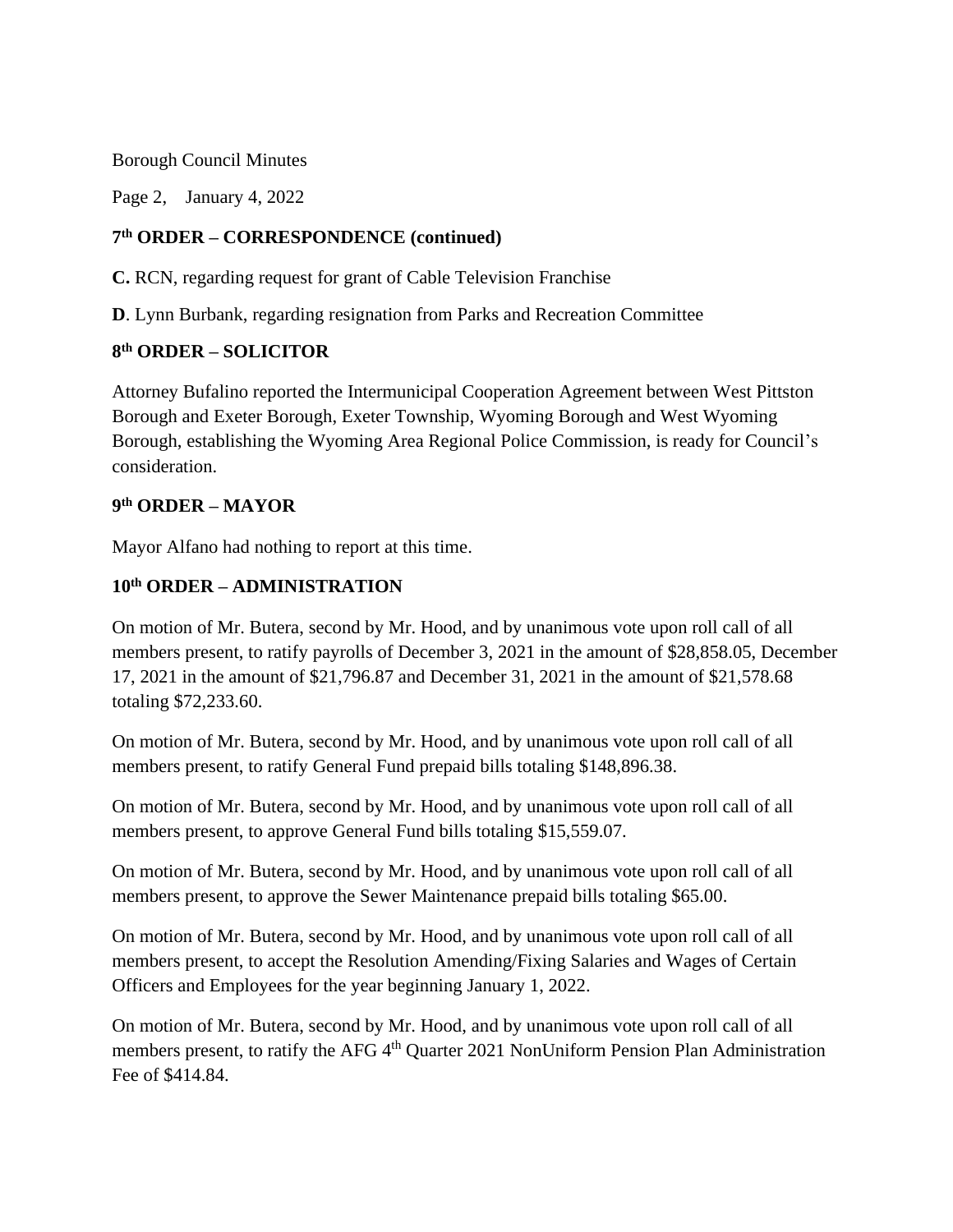### 7th ORDER – CORRESPONDENCE (continued)

**C.** RCN, regarding request for grant of Cable Television Franchise

**D**. Lynn Burbank, regarding resignation from Parks and Recreation Committee

### 8th ORDER – SOLICITOR

Attorney Bufalino reported the Intermunicipal Cooperation Agreement between West Pittston Borough and Exeter Borough, Exeter Township, Wyoming Borough and West Wyoming Borough, establishing the Wyoming Area Regional Police Commission, is ready for Council's consideration.

### 9th ORDER – MAYOR

Mayor Alfano had nothing to report at this time.

### 10th ORDER – ADMINISTRATION

On motion of Mr. Butera, second by Mr. Hood, and by unanimous vote upon roll call of all members present, to ratify payrolls of December 3, 2021 in the amount of $28,858.05, December 17, 2021 in the amount of $21,796.87 and December 31, 2021 in the amount of $21,578.68 totaling $72,233.60.

On motion of Mr. Butera, second by Mr. Hood, and by unanimous vote upon roll call of all members present, to ratify General Fund prepaid bills totaling $148,896.38.

On motion of Mr. Butera, second by Mr. Hood, and by unanimous vote upon roll call of all members present, to approve General Fund bills totaling $15,559.07.

On motion of Mr. Butera, second by Mr. Hood, and by unanimous vote upon roll call of all members present, to approve the Sewer Maintenance prepaid bills totaling $65.00.

On motion of Mr. Butera, second by Mr. Hood, and by unanimous vote upon roll call of all members present, to accept the Resolution Amending/Fixing Salaries and Wages of Certain Officers and Employees for the year beginning January 1, 2022.

On motion of Mr. Butera, second by Mr. Hood, and by unanimous vote upon roll call of all members present, to ratify the AFG 4th Quarter 2021 NonUniform Pension Plan Administration Fee of $414.84.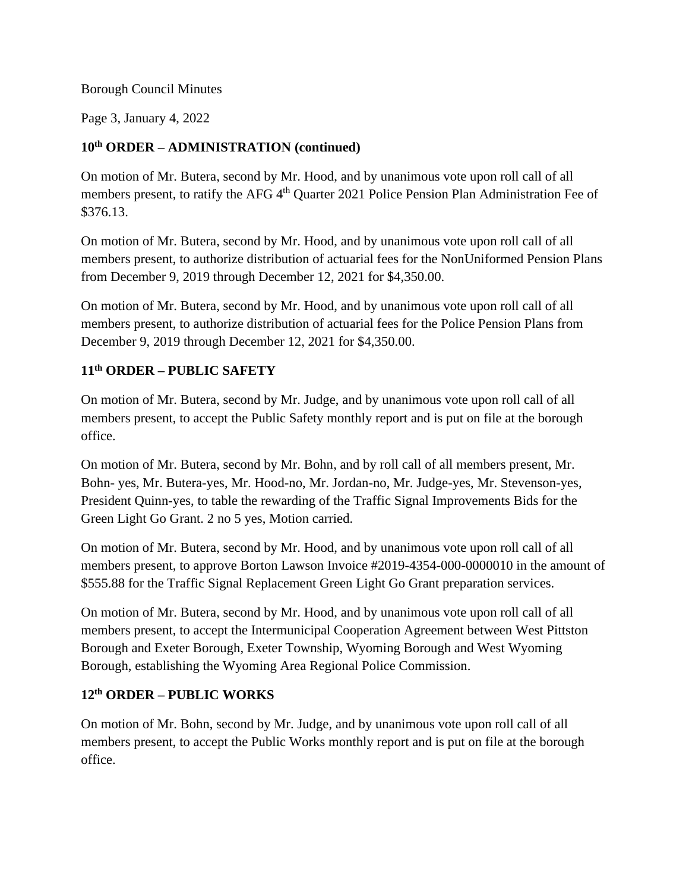Borough Council Minutes

Page 3, January 4, 2022

## 10th ORDER – ADMINISTRATION (continued)

On motion of Mr. Butera, second by Mr. Hood, and by unanimous vote upon roll call of all members present, to ratify the AFG 4th Quarter 2021 Police Pension Plan Administration Fee of $376.13.

On motion of Mr. Butera, second by Mr. Hood, and by unanimous vote upon roll call of all members present, to authorize distribution of actuarial fees for the NonUniformed Pension Plans from December 9, 2019 through December 12, 2021 for $4,350.00.

On motion of Mr. Butera, second by Mr. Hood, and by unanimous vote upon roll call of all members present, to authorize distribution of actuarial fees for the Police Pension Plans from December 9, 2019 through December 12, 2021 for $4,350.00.

## 11th ORDER – PUBLIC SAFETY

On motion of Mr. Butera, second by Mr. Judge, and by unanimous vote upon roll call of all members present, to accept the Public Safety monthly report and is put on file at the borough office.

On motion of Mr. Butera, second by Mr. Bohn, and by roll call of all members present, Mr. Bohn- yes, Mr. Butera-yes, Mr. Hood-no, Mr. Jordan-no, Mr. Judge-yes, Mr. Stevenson-yes, President Quinn-yes, to table the rewarding of the Traffic Signal Improvements Bids for the Green Light Go Grant. 2 no 5 yes, Motion carried.

On motion of Mr. Butera, second by Mr. Hood, and by unanimous vote upon roll call of all members present, to approve Borton Lawson Invoice #2019-4354-000-0000010 in the amount of $555.88 for the Traffic Signal Replacement Green Light Go Grant preparation services.

On motion of Mr. Butera, second by Mr. Hood, and by unanimous vote upon roll call of all members present, to accept the Intermunicipal Cooperation Agreement between West Pittston Borough and Exeter Borough, Exeter Township, Wyoming Borough and West Wyoming Borough, establishing the Wyoming Area Regional Police Commission.

## 12th ORDER – PUBLIC WORKS

On motion of Mr. Bohn, second by Mr. Judge, and by unanimous vote upon roll call of all members present, to accept the Public Works monthly report and is put on file at the borough office.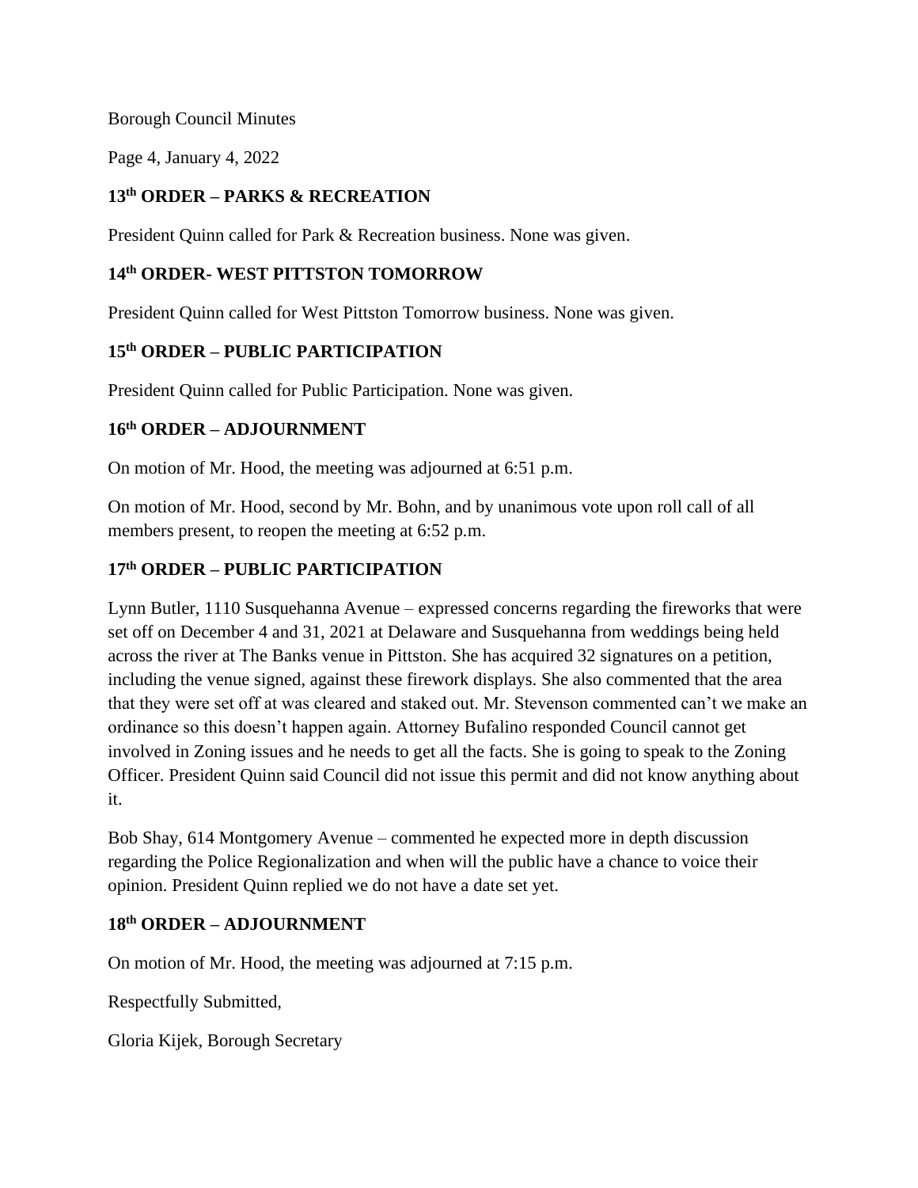Borough Council Minutes

Page 4, January 4, 2022

### 13th ORDER – PARKS & RECREATION

President Quinn called for Park & Recreation business. None was given.

### 14th ORDER- WEST PITTSTON TOMORROW

President Quinn called for West Pittston Tomorrow business. None was given.

### 15th ORDER – PUBLIC PARTICIPATION

President Quinn called for Public Participation. None was given.

### 16th ORDER – ADJOURNMENT

On motion of Mr. Hood, the meeting was adjourned at 6:51 p.m.

On motion of Mr. Hood, second by Mr. Bohn, and by unanimous vote upon roll call of all members present, to reopen the meeting at 6:52 p.m.

### 17th ORDER – PUBLIC PARTICIPATION

Lynn Butler, 1110 Susquehanna Avenue – expressed concerns regarding the fireworks that were set off on December 4 and 31, 2021 at Delaware and Susquehanna from weddings being held across the river at The Banks venue in Pittston. She has acquired 32 signatures on a petition, including the venue signed, against these firework displays. She also commented that the area that they were set off at was cleared and staked out. Mr. Stevenson commented can't we make an ordinance so this doesn't happen again. Attorney Bufalino responded Council cannot get involved in Zoning issues and he needs to get all the facts. She is going to speak to the Zoning Officer. President Quinn said Council did not issue this permit and did not know anything about it.

Bob Shay, 614 Montgomery Avenue – commented he expected more in depth discussion regarding the Police Regionalization and when will the public have a chance to voice their opinion. President Quinn replied we do not have a date set yet.

### 18th ORDER – ADJOURNMENT

On motion of Mr. Hood, the meeting was adjourned at 7:15 p.m.

Respectfully Submitted,

Gloria Kijek, Borough Secretary